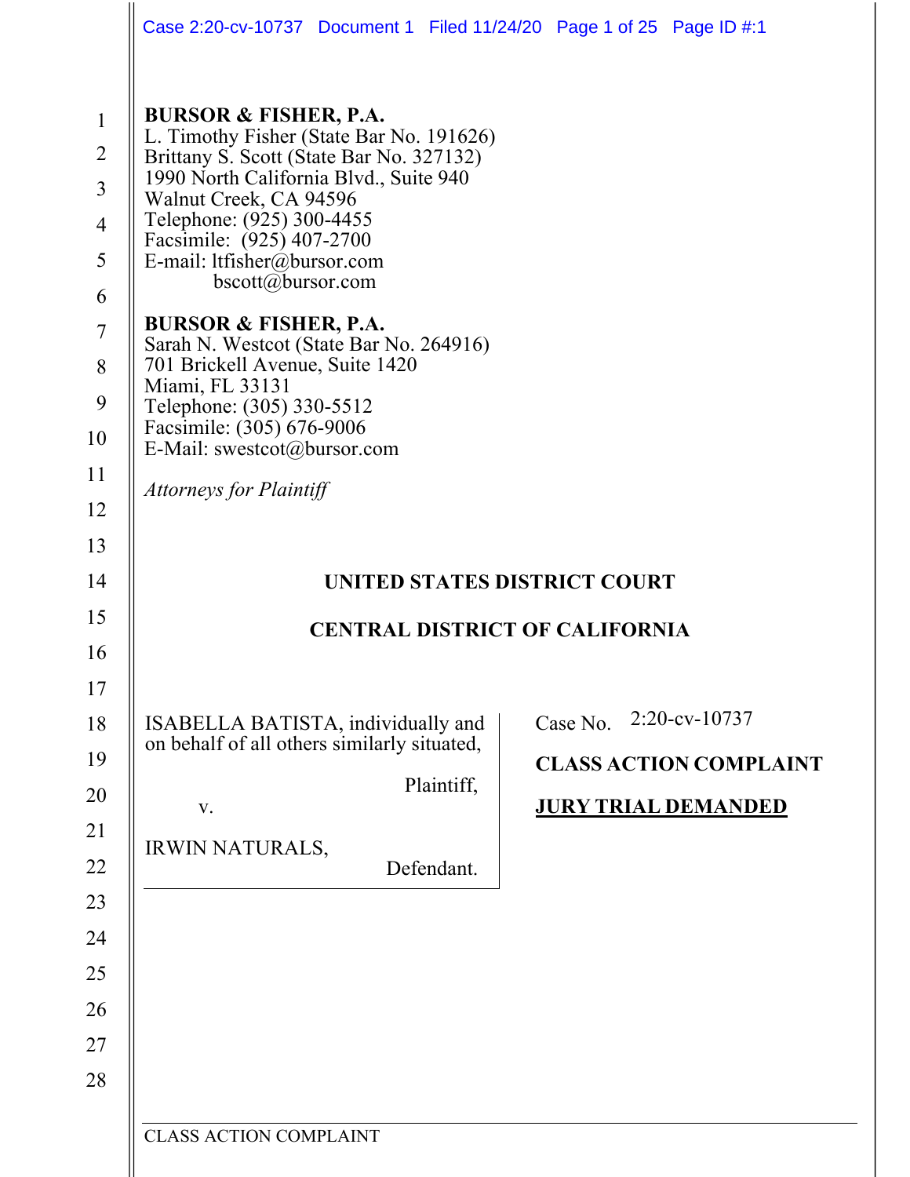**BURSOR & FISHER, P.A.**
L. Timothy Fisher (State Bar No. 191626)
Brittany S. Scott (State Bar No. 327132)
1990 North California Blvd., Suite 940
Walnut Creek, CA 94596
Telephone: (925) 300-4455
Facsimile: (925) 407-2700
E-mail: ltfisher@bursor.com
bscott@bursor.com

**BURSOR & FISHER, P.A.**
Sarah N. Westcot (State Bar No. 264916)
701 Brickell Avenue, Suite 1420
Miami, FL 33131
Telephone: (305) 330-5512
Facsimile: (305) 676-9006
E-Mail: swestcot@bursor.com

*Attorneys for Plaintiff*

**UNITED STATES DISTRICT COURT**

**CENTRAL DISTRICT OF CALIFORNIA**

ISABELLA BATISTA, individually and on behalf of all others similarly situated,

Plaintiff,

v.

IRWIN NATURALS,

Defendant.

Case No. 2:20-cv-10737

**CLASS ACTION COMPLAINT**

**JURY TRIAL DEMANDED**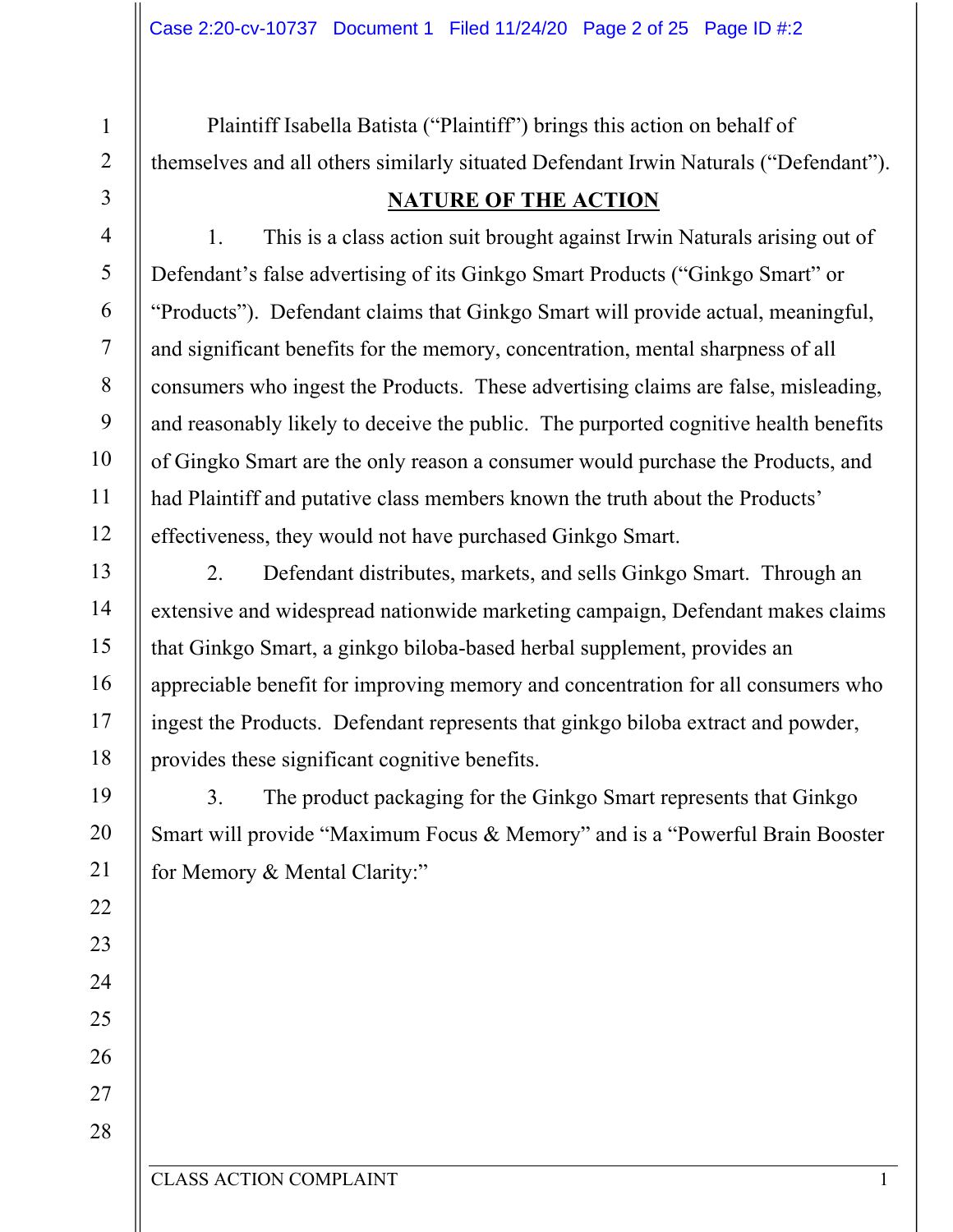Plaintiff Isabella Batista ("Plaintiff") brings this action on behalf of themselves and all others similarly situated Defendant Irwin Naturals ("Defendant").

## NATURE OF THE ACTION

1. This is a class action suit brought against Irwin Naturals arising out of Defendant's false advertising of its Ginkgo Smart Products ("Ginkgo Smart" or "Products"). Defendant claims that Ginkgo Smart will provide actual, meaningful, and significant benefits for the memory, concentration, mental sharpness of all consumers who ingest the Products. These advertising claims are false, misleading, and reasonably likely to deceive the public. The purported cognitive health benefits of Gingko Smart are the only reason a consumer would purchase the Products, and had Plaintiff and putative class members known the truth about the Products' effectiveness, they would not have purchased Ginkgo Smart.

2. Defendant distributes, markets, and sells Ginkgo Smart. Through an extensive and widespread nationwide marketing campaign, Defendant makes claims that Ginkgo Smart, a ginkgo biloba-based herbal supplement, provides an appreciable benefit for improving memory and concentration for all consumers who ingest the Products. Defendant represents that ginkgo biloba extract and powder, provides these significant cognitive benefits.

3. The product packaging for the Ginkgo Smart represents that Ginkgo Smart will provide "Maximum Focus & Memory" and is a "Powerful Brain Booster for Memory & Mental Clarity:"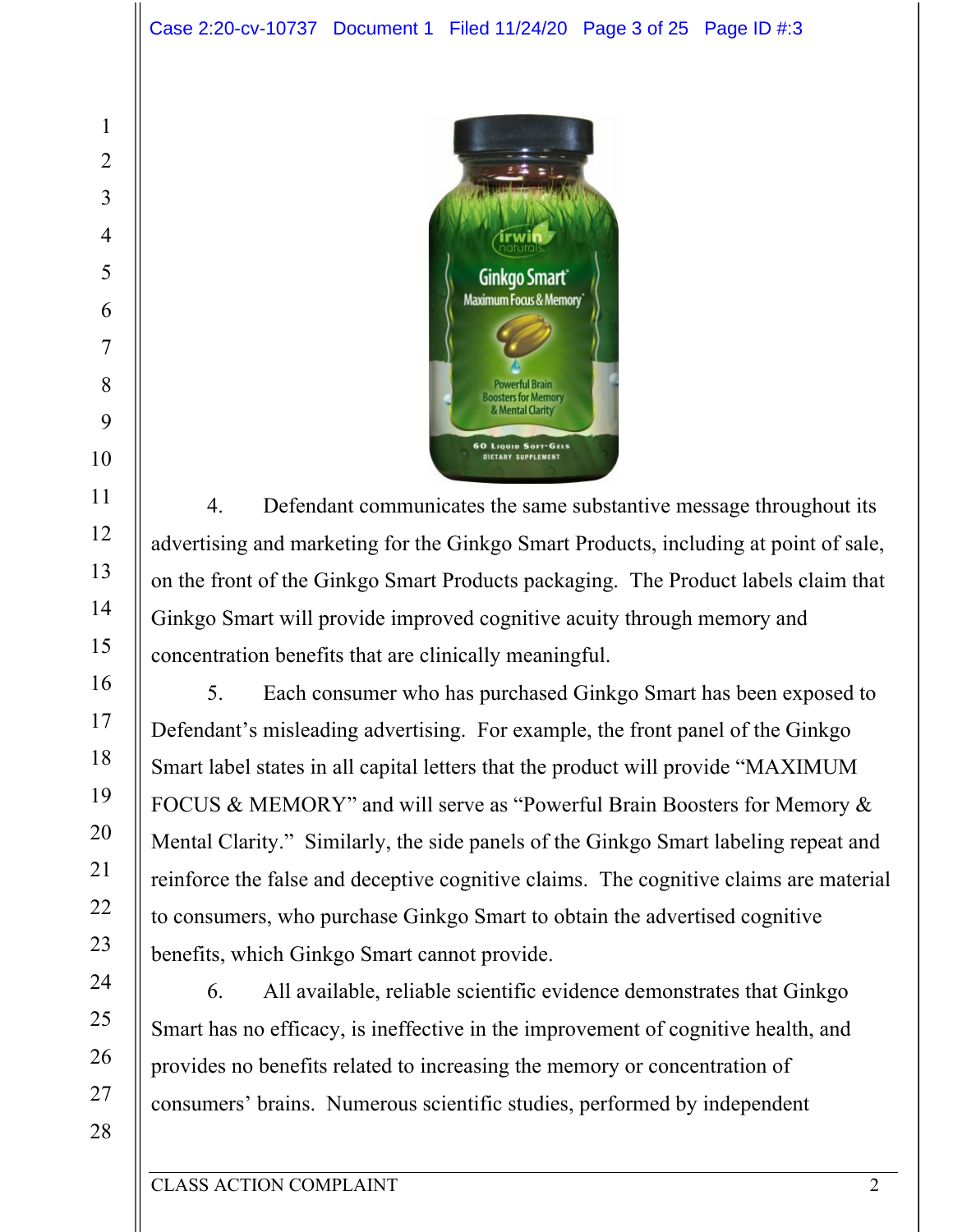4. Defendant communicates the same substantive message throughout its advertising and marketing for the Ginkgo Smart Products, including at point of sale, on the front of the Ginkgo Smart Products packaging. The Product labels claim that Ginkgo Smart will provide improved cognitive acuity through memory and concentration benefits that are clinically meaningful.

5. Each consumer who has purchased Ginkgo Smart has been exposed to Defendant's misleading advertising. For example, the front panel of the Ginkgo Smart label states in all capital letters that the product will provide "MAXIMUM FOCUS & MEMORY" and will serve as "Powerful Brain Boosters for Memory & Mental Clarity." Similarly, the side panels of the Ginkgo Smart labeling repeat and reinforce the false and deceptive cognitive claims. The cognitive claims are material to consumers, who purchase Ginkgo Smart to obtain the advertised cognitive benefits, which Ginkgo Smart cannot provide.

6. All available, reliable scientific evidence demonstrates that Ginkgo Smart has no efficacy, is ineffective in the improvement of cognitive health, and provides no benefits related to increasing the memory or concentration of consumers' brains. Numerous scientific studies, performed by independent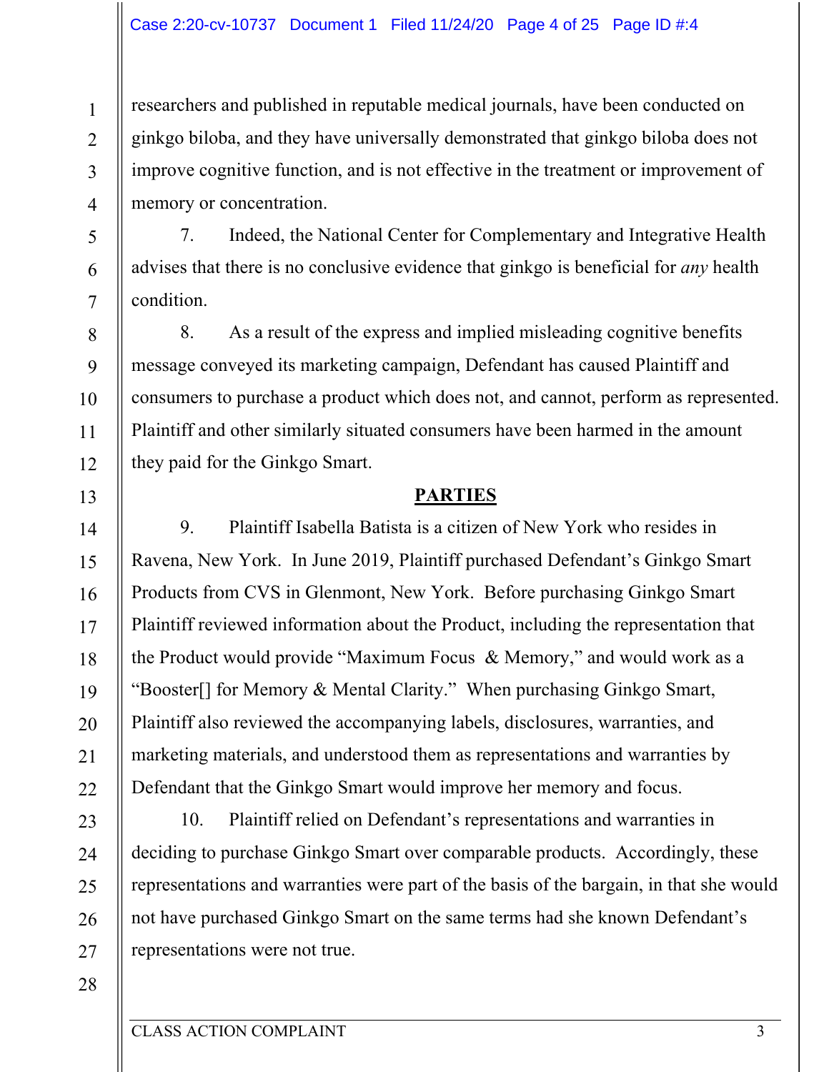researchers and published in reputable medical journals, have been conducted on ginkgo biloba, and they have universally demonstrated that ginkgo biloba does not improve cognitive function, and is not effective in the treatment or improvement of memory or concentration.

7. Indeed, the National Center for Complementary and Integrative Health advises that there is no conclusive evidence that ginkgo is beneficial for *any* health condition.

8. As a result of the express and implied misleading cognitive benefits message conveyed its marketing campaign, Defendant has caused Plaintiff and consumers to purchase a product which does not, and cannot, perform as represented. Plaintiff and other similarly situated consumers have been harmed in the amount they paid for the Ginkgo Smart.

## PARTIES

9. Plaintiff Isabella Batista is a citizen of New York who resides in Ravena, New York. In June 2019, Plaintiff purchased Defendant's Ginkgo Smart Products from CVS in Glenmont, New York. Before purchasing Ginkgo Smart Plaintiff reviewed information about the Product, including the representation that the Product would provide "Maximum Focus & Memory," and would work as a "Booster[] for Memory & Mental Clarity." When purchasing Ginkgo Smart, Plaintiff also reviewed the accompanying labels, disclosures, warranties, and marketing materials, and understood them as representations and warranties by Defendant that the Ginkgo Smart would improve her memory and focus.

10. Plaintiff relied on Defendant's representations and warranties in deciding to purchase Ginkgo Smart over comparable products. Accordingly, these representations and warranties were part of the basis of the bargain, in that she would not have purchased Ginkgo Smart on the same terms had she known Defendant's representations were not true.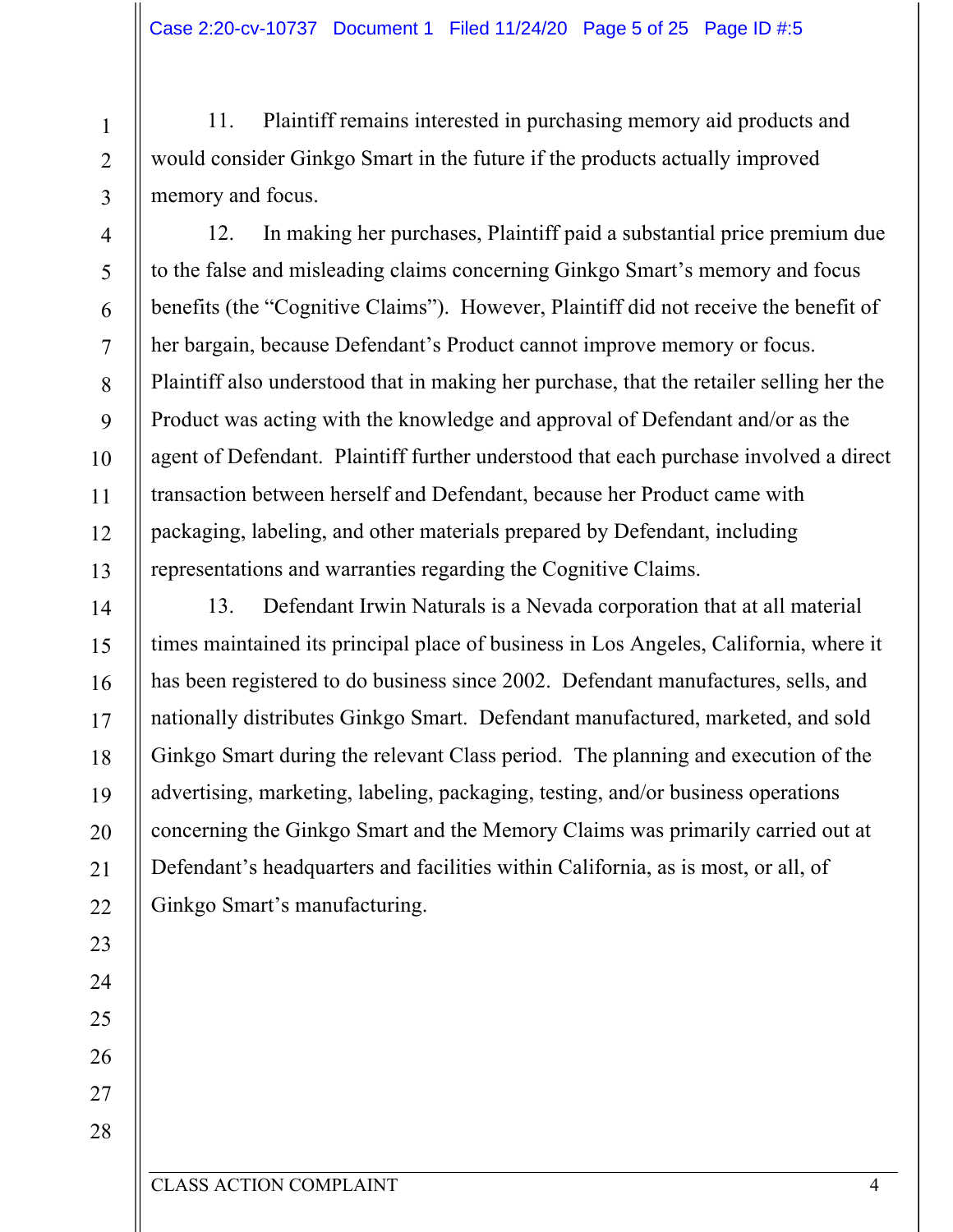11. Plaintiff remains interested in purchasing memory aid products and would consider Ginkgo Smart in the future if the products actually improved memory and focus.

12. In making her purchases, Plaintiff paid a substantial price premium due to the false and misleading claims concerning Ginkgo Smart's memory and focus benefits (the "Cognitive Claims"). However, Plaintiff did not receive the benefit of her bargain, because Defendant's Product cannot improve memory or focus. Plaintiff also understood that in making her purchase, that the retailer selling her the Product was acting with the knowledge and approval of Defendant and/or as the agent of Defendant. Plaintiff further understood that each purchase involved a direct transaction between herself and Defendant, because her Product came with packaging, labeling, and other materials prepared by Defendant, including representations and warranties regarding the Cognitive Claims.

13. Defendant Irwin Naturals is a Nevada corporation that at all material times maintained its principal place of business in Los Angeles, California, where it has been registered to do business since 2002. Defendant manufactures, sells, and nationally distributes Ginkgo Smart. Defendant manufactured, marketed, and sold Ginkgo Smart during the relevant Class period. The planning and execution of the advertising, marketing, labeling, packaging, testing, and/or business operations concerning the Ginkgo Smart and the Memory Claims was primarily carried out at Defendant's headquarters and facilities within California, as is most, or all, of Ginkgo Smart's manufacturing.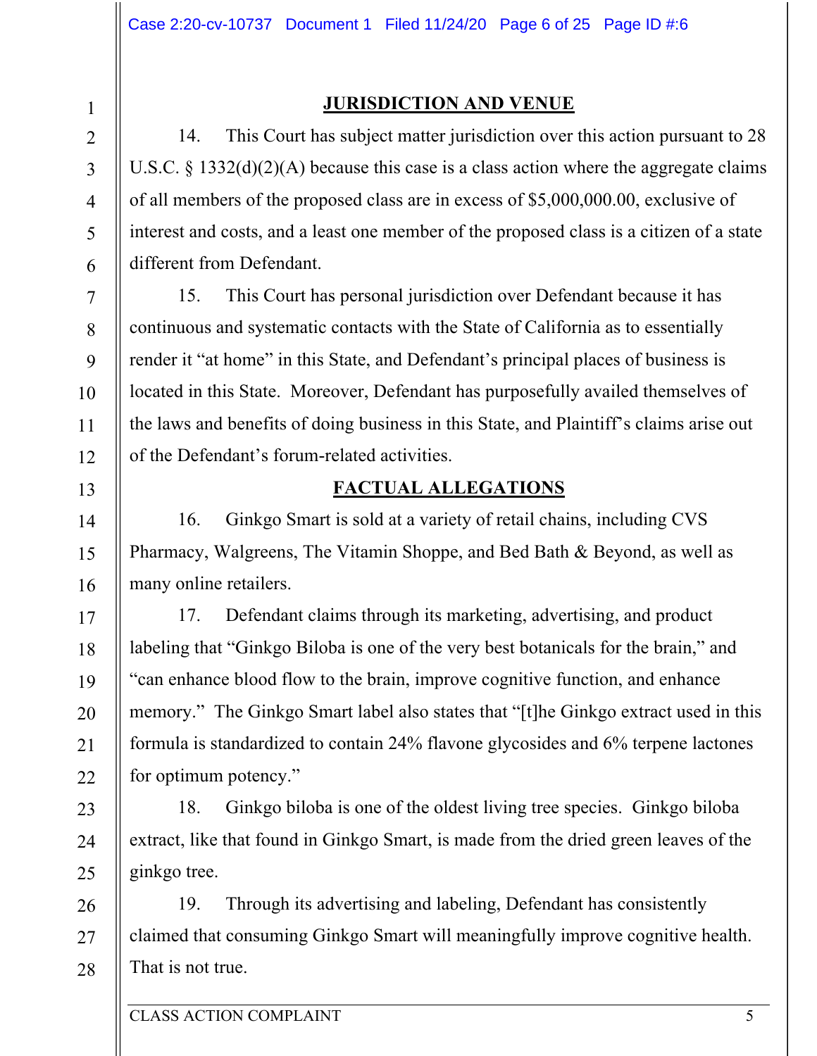## JURISDICTION AND VENUE

14. This Court has subject matter jurisdiction over this action pursuant to 28 U.S.C. § 1332(d)(2)(A) because this case is a class action where the aggregate claims of all members of the proposed class are in excess of $5,000,000.00, exclusive of interest and costs, and a least one member of the proposed class is a citizen of a state different from Defendant.

15. This Court has personal jurisdiction over Defendant because it has continuous and systematic contacts with the State of California as to essentially render it "at home" in this State, and Defendant's principal places of business is located in this State. Moreover, Defendant has purposefully availed themselves of the laws and benefits of doing business in this State, and Plaintiff's claims arise out of the Defendant's forum-related activities.

## FACTUAL ALLEGATIONS

16. Ginkgo Smart is sold at a variety of retail chains, including CVS Pharmacy, Walgreens, The Vitamin Shoppe, and Bed Bath & Beyond, as well as many online retailers.

17. Defendant claims through its marketing, advertising, and product labeling that "Ginkgo Biloba is one of the very best botanicals for the brain," and "can enhance blood flow to the brain, improve cognitive function, and enhance memory." The Ginkgo Smart label also states that "[t]he Ginkgo extract used in this formula is standardized to contain 24% flavone glycosides and 6% terpene lactones for optimum potency."

18. Ginkgo biloba is one of the oldest living tree species. Ginkgo biloba extract, like that found in Ginkgo Smart, is made from the dried green leaves of the ginkgo tree.

19. Through its advertising and labeling, Defendant has consistently claimed that consuming Ginkgo Smart will meaningfully improve cognitive health. That is not true.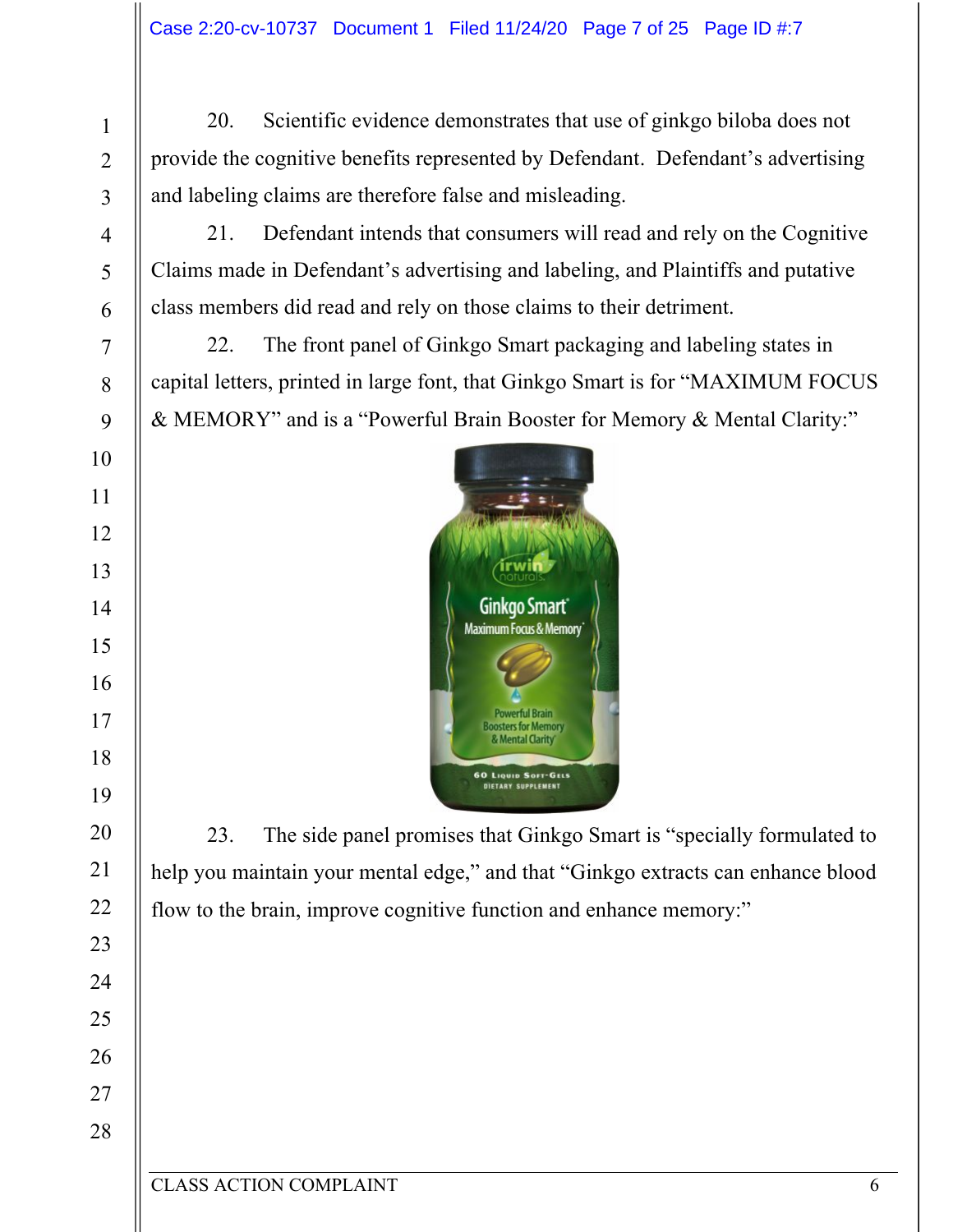20. Scientific evidence demonstrates that use of ginkgo biloba does not provide the cognitive benefits represented by Defendant. Defendant's advertising and labeling claims are therefore false and misleading.

21. Defendant intends that consumers will read and rely on the Cognitive Claims made in Defendant's advertising and labeling, and Plaintiffs and putative class members did read and rely on those claims to their detriment.

22. The front panel of Ginkgo Smart packaging and labeling states in capital letters, printed in large font, that Ginkgo Smart is for "MAXIMUM FOCUS & MEMORY" and is a "Powerful Brain Booster for Memory & Mental Clarity:"

23. The side panel promises that Ginkgo Smart is "specially formulated to help you maintain your mental edge," and that "Ginkgo extracts can enhance blood flow to the brain, improve cognitive function and enhance memory:"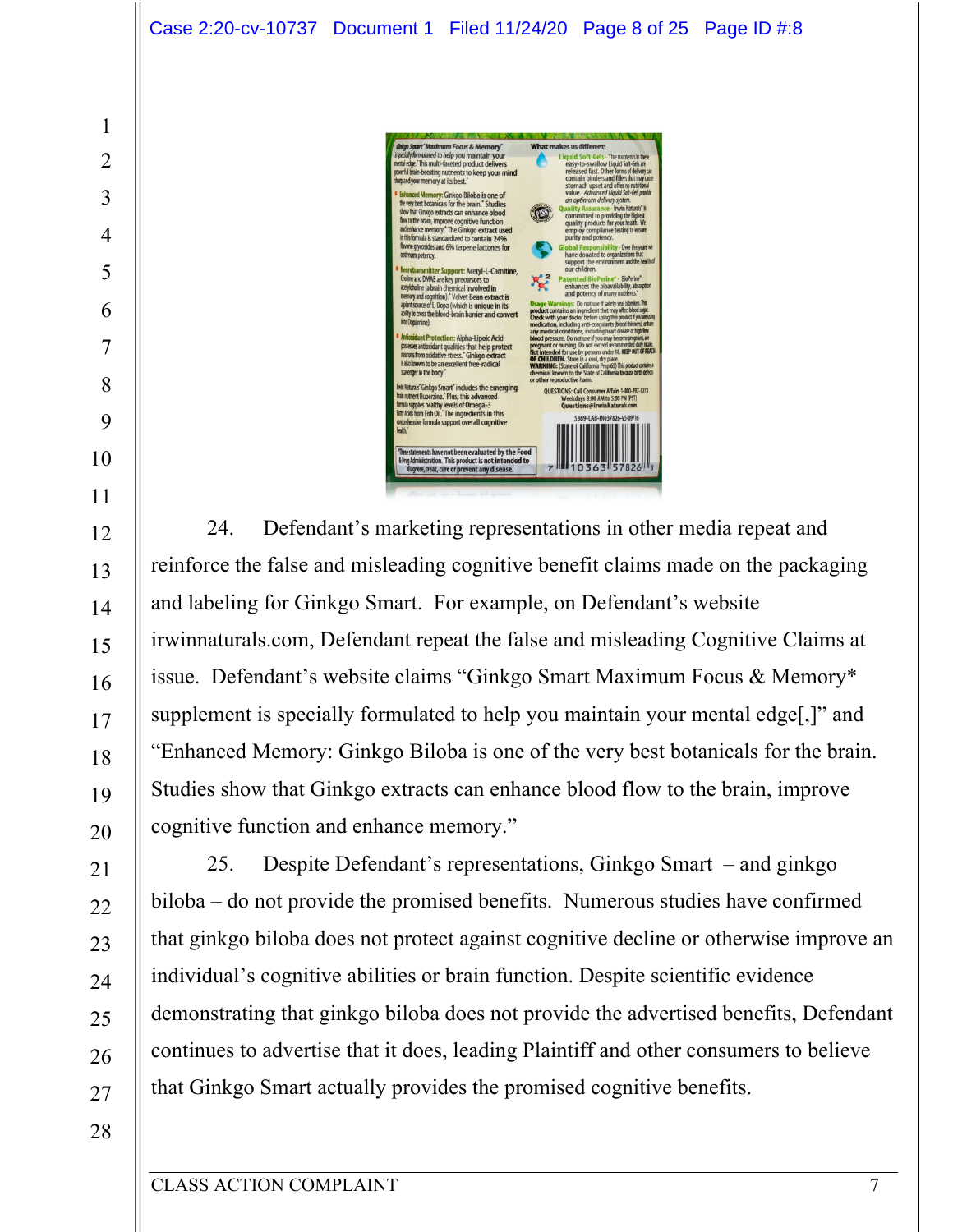24. Defendant's marketing representations in other media repeat and reinforce the false and misleading cognitive benefit claims made on the packaging and labeling for Ginkgo Smart. For example, on Defendant's website irwinnaturals.com, Defendant repeat the false and misleading Cognitive Claims at issue. Defendant's website claims "Ginkgo Smart Maximum Focus & Memory* supplement is specially formulated to help you maintain your mental edge[,]" and "Enhanced Memory: Ginkgo Biloba is one of the very best botanicals for the brain. Studies show that Ginkgo extracts can enhance blood flow to the brain, improve cognitive function and enhance memory."

25. Despite Defendant's representations, Ginkgo Smart – and ginkgo biloba – do not provide the promised benefits. Numerous studies have confirmed that ginkgo biloba does not protect against cognitive decline or otherwise improve an individual's cognitive abilities or brain function. Despite scientific evidence demonstrating that ginkgo biloba does not provide the advertised benefits, Defendant continues to advertise that it does, leading Plaintiff and other consumers to believe that Ginkgo Smart actually provides the promised cognitive benefits.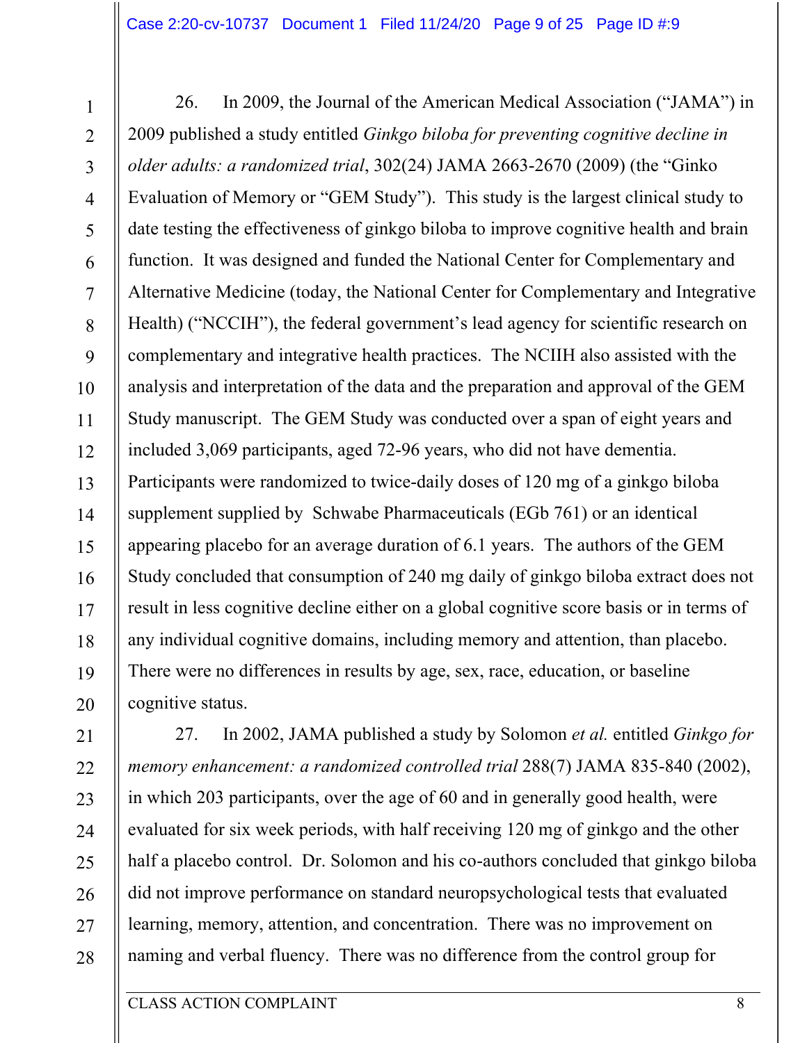26. In 2009, the Journal of the American Medical Association ("JAMA") in 2009 published a study entitled *Ginkgo biloba for preventing cognitive decline in older adults: a randomized trial*, 302(24) JAMA 2663-2670 (2009) (the "Ginko Evaluation of Memory or "GEM Study"). This study is the largest clinical study to date testing the effectiveness of ginkgo biloba to improve cognitive health and brain function. It was designed and funded the National Center for Complementary and Alternative Medicine (today, the National Center for Complementary and Integrative Health) ("NCCIH"), the federal government's lead agency for scientific research on complementary and integrative health practices. The NCIIH also assisted with the analysis and interpretation of the data and the preparation and approval of the GEM Study manuscript. The GEM Study was conducted over a span of eight years and included 3,069 participants, aged 72-96 years, who did not have dementia. Participants were randomized to twice-daily doses of 120 mg of a ginkgo biloba supplement supplied by Schwabe Pharmaceuticals (EGb 761) or an identical appearing placebo for an average duration of 6.1 years. The authors of the GEM Study concluded that consumption of 240 mg daily of ginkgo biloba extract does not result in less cognitive decline either on a global cognitive score basis or in terms of any individual cognitive domains, including memory and attention, than placebo. There were no differences in results by age, sex, race, education, or baseline cognitive status.

27. In 2002, JAMA published a study by Solomon *et al.* entitled *Ginkgo for memory enhancement: a randomized controlled trial* 288(7) JAMA 835-840 (2002), in which 203 participants, over the age of 60 and in generally good health, were evaluated for six week periods, with half receiving 120 mg of ginkgo and the other half a placebo control. Dr. Solomon and his co-authors concluded that ginkgo biloba did not improve performance on standard neuropsychological tests that evaluated learning, memory, attention, and concentration. There was no improvement on naming and verbal fluency. There was no difference from the control group for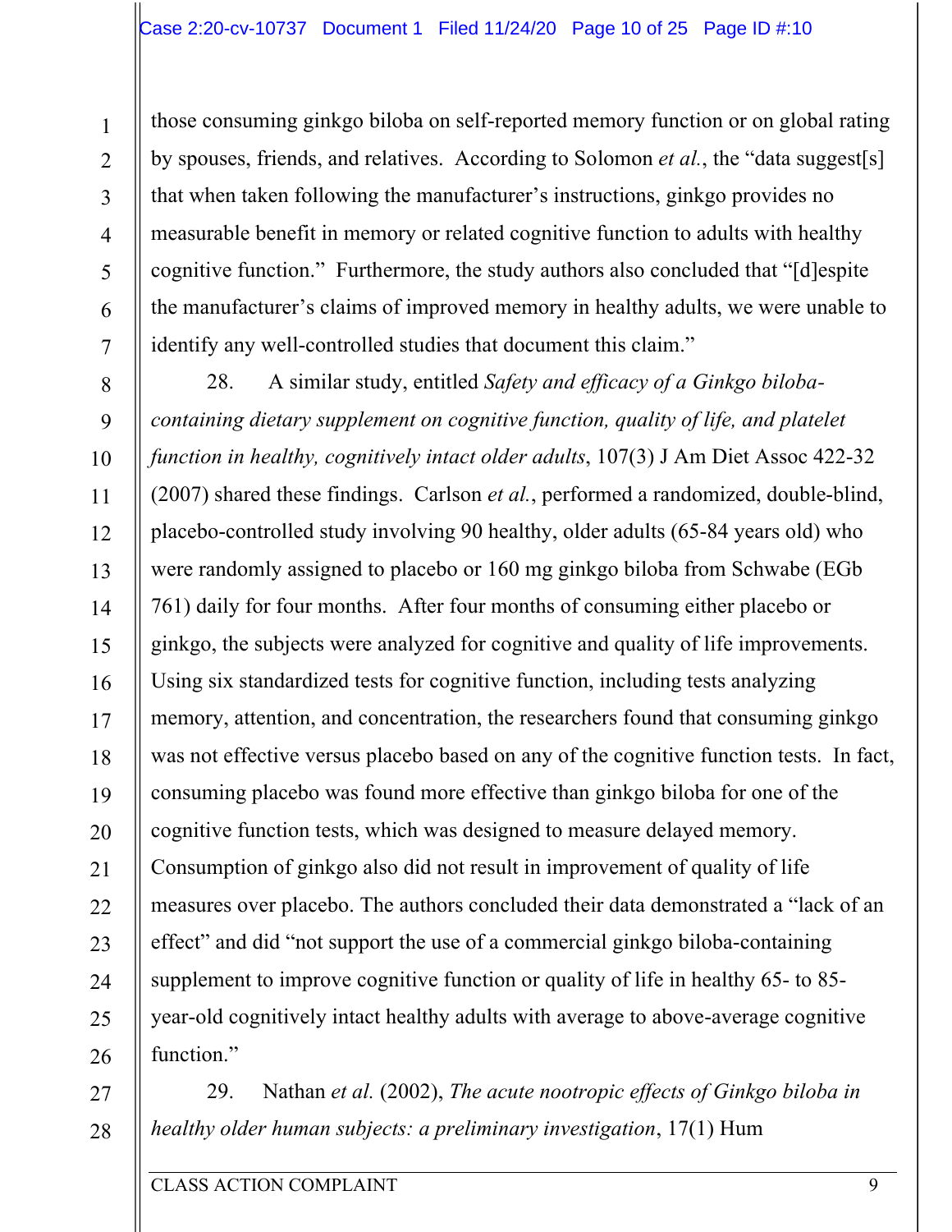those consuming ginkgo biloba on self-reported memory function or on global rating by spouses, friends, and relatives. According to Solomon *et al.*, the "data suggest[s] that when taken following the manufacturer's instructions, ginkgo provides no measurable benefit in memory or related cognitive function to adults with healthy cognitive function." Furthermore, the study authors also concluded that "[d]espite the manufacturer's claims of improved memory in healthy adults, we were unable to identify any well-controlled studies that document this claim."

28. A similar study, entitled *Safety and efficacy of a Ginkgo biloba-containing dietary supplement on cognitive function, quality of life, and platelet function in healthy, cognitively intact older adults*, 107(3) J Am Diet Assoc 422-32 (2007) shared these findings. Carlson *et al.*, performed a randomized, double-blind, placebo-controlled study involving 90 healthy, older adults (65-84 years old) who were randomly assigned to placebo or 160 mg ginkgo biloba from Schwabe (EGb 761) daily for four months. After four months of consuming either placebo or ginkgo, the subjects were analyzed for cognitive and quality of life improvements. Using six standardized tests for cognitive function, including tests analyzing memory, attention, and concentration, the researchers found that consuming ginkgo was not effective versus placebo based on any of the cognitive function tests. In fact, consuming placebo was found more effective than ginkgo biloba for one of the cognitive function tests, which was designed to measure delayed memory. Consumption of ginkgo also did not result in improvement of quality of life measures over placebo. The authors concluded their data demonstrated a "lack of an effect" and did "not support the use of a commercial ginkgo biloba-containing supplement to improve cognitive function or quality of life in healthy 65- to 85-year-old cognitively intact healthy adults with average to above-average cognitive function."

29. Nathan *et al.* (2002), *The acute nootropic effects of Ginkgo biloba in healthy older human subjects: a preliminary investigation*, 17(1) Hum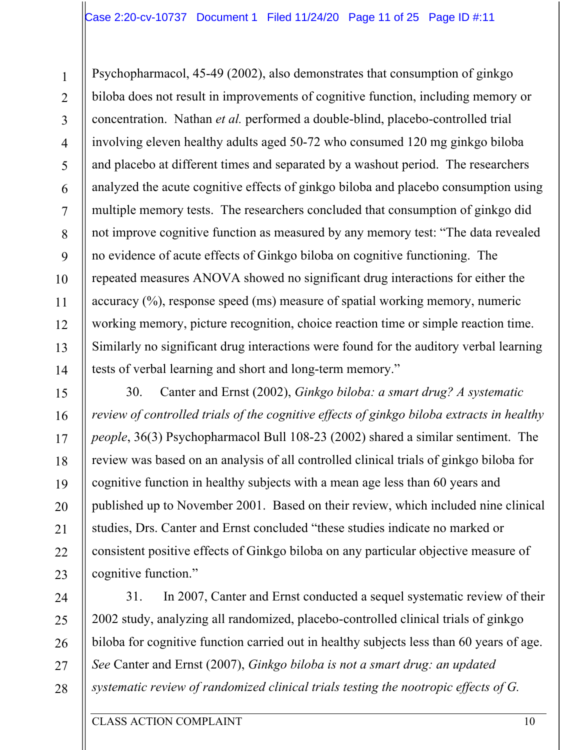Psychopharmacol, 45-49 (2002), also demonstrates that consumption of ginkgo biloba does not result in improvements of cognitive function, including memory or concentration. Nathan *et al.* performed a double-blind, placebo-controlled trial involving eleven healthy adults aged 50-72 who consumed 120 mg ginkgo biloba and placebo at different times and separated by a washout period. The researchers analyzed the acute cognitive effects of ginkgo biloba and placebo consumption using multiple memory tests. The researchers concluded that consumption of ginkgo did not improve cognitive function as measured by any memory test: "The data revealed no evidence of acute effects of Ginkgo biloba on cognitive functioning. The repeated measures ANOVA showed no significant drug interactions for either the accuracy (%), response speed (ms) measure of spatial working memory, numeric working memory, picture recognition, choice reaction time or simple reaction time. Similarly no significant drug interactions were found for the auditory verbal learning tests of verbal learning and short and long-term memory."

30. Canter and Ernst (2002), *Ginkgo biloba: a smart drug? A systematic review of controlled trials of the cognitive effects of ginkgo biloba extracts in healthy people*, 36(3) Psychopharmacol Bull 108-23 (2002) shared a similar sentiment. The review was based on an analysis of all controlled clinical trials of ginkgo biloba for cognitive function in healthy subjects with a mean age less than 60 years and published up to November 2001. Based on their review, which included nine clinical studies, Drs. Canter and Ernst concluded "these studies indicate no marked or consistent positive effects of Ginkgo biloba on any particular objective measure of cognitive function."

31. In 2007, Canter and Ernst conducted a sequel systematic review of their 2002 study, analyzing all randomized, placebo-controlled clinical trials of ginkgo biloba for cognitive function carried out in healthy subjects less than 60 years of age. *See* Canter and Ernst (2007), *Ginkgo biloba is not a smart drug: an updated systematic review of randomized clinical trials testing the nootropic effects of G.*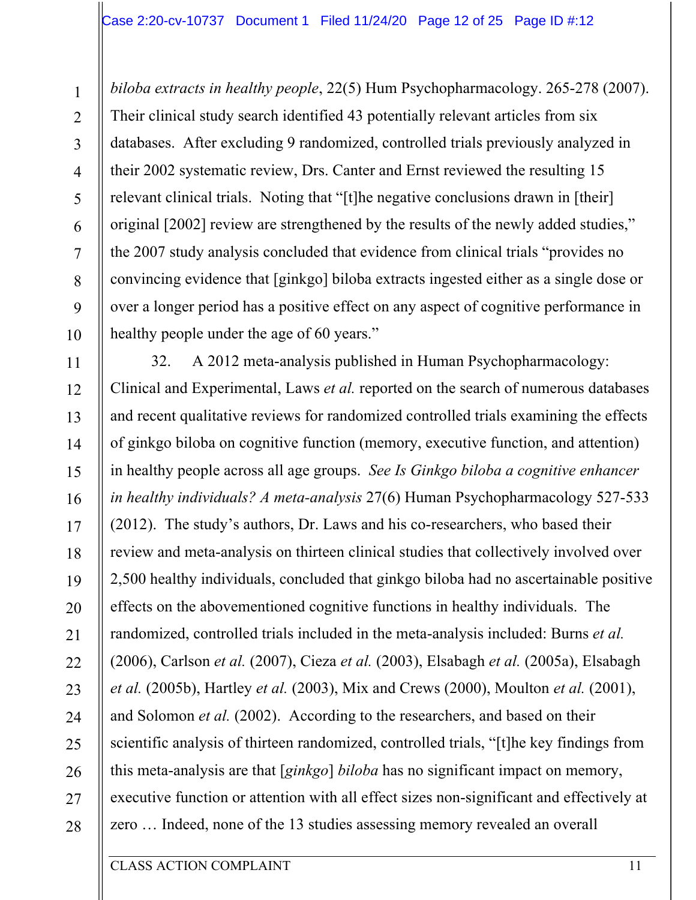*biloba extracts in healthy people*, 22(5) Hum Psychopharmacology. 265-278 (2007). Their clinical study search identified 43 potentially relevant articles from six databases. After excluding 9 randomized, controlled trials previously analyzed in their 2002 systematic review, Drs. Canter and Ernst reviewed the resulting 15 relevant clinical trials. Noting that "[t]he negative conclusions drawn in [their] original [2002] review are strengthened by the results of the newly added studies," the 2007 study analysis concluded that evidence from clinical trials "provides no convincing evidence that [ginkgo] biloba extracts ingested either as a single dose or over a longer period has a positive effect on any aspect of cognitive performance in healthy people under the age of 60 years."

32. A 2012 meta-analysis published in Human Psychopharmacology: Clinical and Experimental, Laws *et al.* reported on the search of numerous databases and recent qualitative reviews for randomized controlled trials examining the effects of ginkgo biloba on cognitive function (memory, executive function, and attention) in healthy people across all age groups. *See Is Ginkgo biloba a cognitive enhancer in healthy individuals? A meta-analysis* 27(6) Human Psychopharmacology 527-533 (2012). The study's authors, Dr. Laws and his co-researchers, who based their review and meta-analysis on thirteen clinical studies that collectively involved over 2,500 healthy individuals, concluded that ginkgo biloba had no ascertainable positive effects on the abovementioned cognitive functions in healthy individuals. The randomized, controlled trials included in the meta-analysis included: Burns *et al.* (2006), Carlson *et al.* (2007), Cieza *et al.* (2003), Elsabagh *et al.* (2005a), Elsabagh *et al.* (2005b), Hartley *et al.* (2003), Mix and Crews (2000), Moulton *et al.* (2001), and Solomon *et al.* (2002). According to the researchers, and based on their scientific analysis of thirteen randomized, controlled trials, "[t]he key findings from this meta-analysis are that [*ginkgo*] *biloba* has no significant impact on memory, executive function or attention with all effect sizes non-significant and effectively at zero … Indeed, none of the 13 studies assessing memory revealed an overall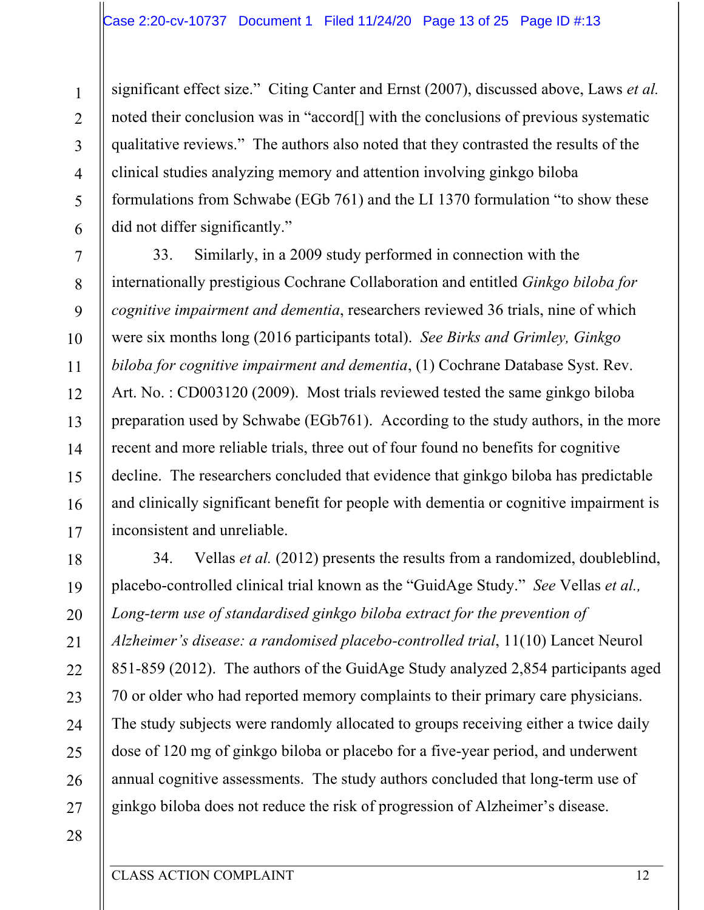significant effect size." Citing Canter and Ernst (2007), discussed above, Laws *et al.* noted their conclusion was in "accord[] with the conclusions of previous systematic qualitative reviews." The authors also noted that they contrasted the results of the clinical studies analyzing memory and attention involving ginkgo biloba formulations from Schwabe (EGb 761) and the LI 1370 formulation "to show these did not differ significantly."

33. Similarly, in a 2009 study performed in connection with the internationally prestigious Cochrane Collaboration and entitled *Ginkgo biloba for cognitive impairment and dementia*, researchers reviewed 36 trials, nine of which were six months long (2016 participants total). *See Birks and Grimley, Ginkgo biloba for cognitive impairment and dementia*, (1) Cochrane Database Syst. Rev. Art. No. : CD003120 (2009). Most trials reviewed tested the same ginkgo biloba preparation used by Schwabe (EGb761). According to the study authors, in the more recent and more reliable trials, three out of four found no benefits for cognitive decline. The researchers concluded that evidence that ginkgo biloba has predictable and clinically significant benefit for people with dementia or cognitive impairment is inconsistent and unreliable.

34. Vellas *et al.* (2012) presents the results from a randomized, doubleblind, placebo-controlled clinical trial known as the "GuidAge Study." *See* Vellas *et al., Long-term use of standardised ginkgo biloba extract for the prevention of Alzheimer's disease: a randomised placebo-controlled trial*, 11(10) Lancet Neurol 851-859 (2012). The authors of the GuidAge Study analyzed 2,854 participants aged 70 or older who had reported memory complaints to their primary care physicians. The study subjects were randomly allocated to groups receiving either a twice daily dose of 120 mg of ginkgo biloba or placebo for a five-year period, and underwent annual cognitive assessments. The study authors concluded that long-term use of ginkgo biloba does not reduce the risk of progression of Alzheimer's disease.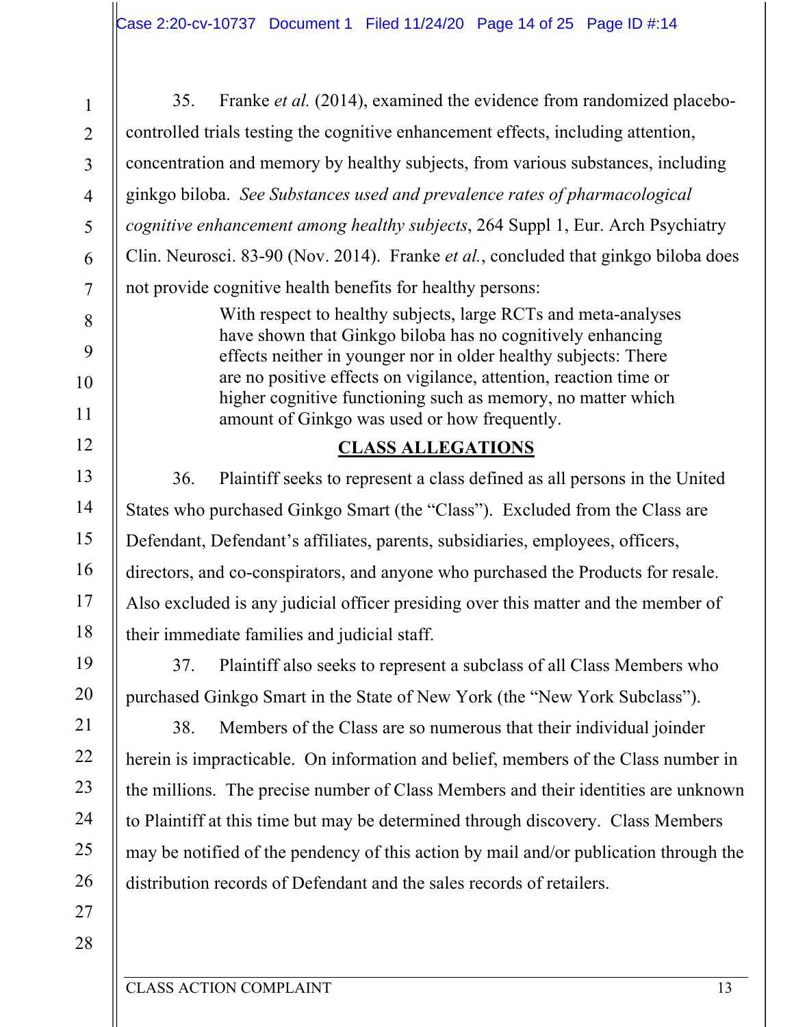35. Franke *et al.* (2014), examined the evidence from randomized placebo-controlled trials testing the cognitive enhancement effects, including attention, concentration and memory by healthy subjects, from various substances, including ginkgo biloba. *See Substances used and prevalence rates of pharmacological cognitive enhancement among healthy subjects*, 264 Suppl 1, Eur. Arch Psychiatry Clin. Neurosci. 83-90 (Nov. 2014). Franke *et al.*, concluded that ginkgo biloba does not provide cognitive health benefits for healthy persons:

> With respect to healthy subjects, large RCTs and meta-analyses have shown that Ginkgo biloba has no cognitively enhancing effects neither in younger nor in older healthy subjects: There are no positive effects on vigilance, attention, reaction time or higher cognitive functioning such as memory, no matter which amount of Ginkgo was used or how frequently.

## CLASS ALLEGATIONS

36. Plaintiff seeks to represent a class defined as all persons in the United States who purchased Ginkgo Smart (the "Class"). Excluded from the Class are Defendant, Defendant's affiliates, parents, subsidiaries, employees, officers, directors, and co-conspirators, and anyone who purchased the Products for resale. Also excluded is any judicial officer presiding over this matter and the member of their immediate families and judicial staff.

37. Plaintiff also seeks to represent a subclass of all Class Members who purchased Ginkgo Smart in the State of New York (the "New York Subclass").

38. Members of the Class are so numerous that their individual joinder herein is impracticable. On information and belief, members of the Class number in the millions. The precise number of Class Members and their identities are unknown to Plaintiff at this time but may be determined through discovery. Class Members may be notified of the pendency of this action by mail and/or publication through the distribution records of Defendant and the sales records of retailers.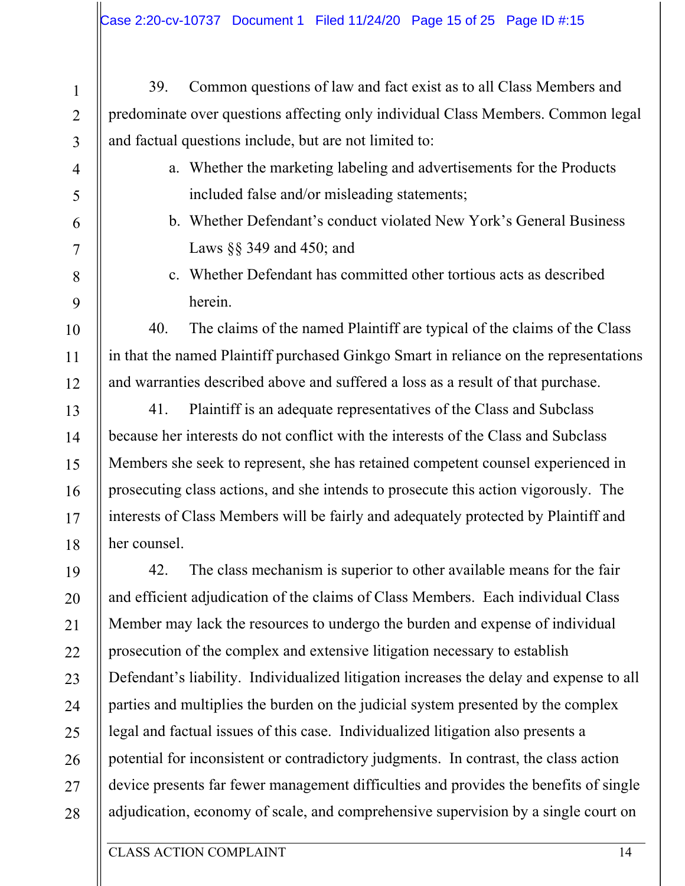39. Common questions of law and fact exist as to all Class Members and predominate over questions affecting only individual Class Members. Common legal and factual questions include, but are not limited to:

a. Whether the marketing labeling and advertisements for the Products included false and/or misleading statements;

b. Whether Defendant's conduct violated New York's General Business Laws §§ 349 and 450; and

c. Whether Defendant has committed other tortious acts as described herein.

40. The claims of the named Plaintiff are typical of the claims of the Class in that the named Plaintiff purchased Ginkgo Smart in reliance on the representations and warranties described above and suffered a loss as a result of that purchase.

41. Plaintiff is an adequate representatives of the Class and Subclass because her interests do not conflict with the interests of the Class and Subclass Members she seek to represent, she has retained competent counsel experienced in prosecuting class actions, and she intends to prosecute this action vigorously. The interests of Class Members will be fairly and adequately protected by Plaintiff and her counsel.

42. The class mechanism is superior to other available means for the fair and efficient adjudication of the claims of Class Members. Each individual Class Member may lack the resources to undergo the burden and expense of individual prosecution of the complex and extensive litigation necessary to establish Defendant's liability. Individualized litigation increases the delay and expense to all parties and multiplies the burden on the judicial system presented by the complex legal and factual issues of this case. Individualized litigation also presents a potential for inconsistent or contradictory judgments. In contrast, the class action device presents far fewer management difficulties and provides the benefits of single adjudication, economy of scale, and comprehensive supervision by a single court on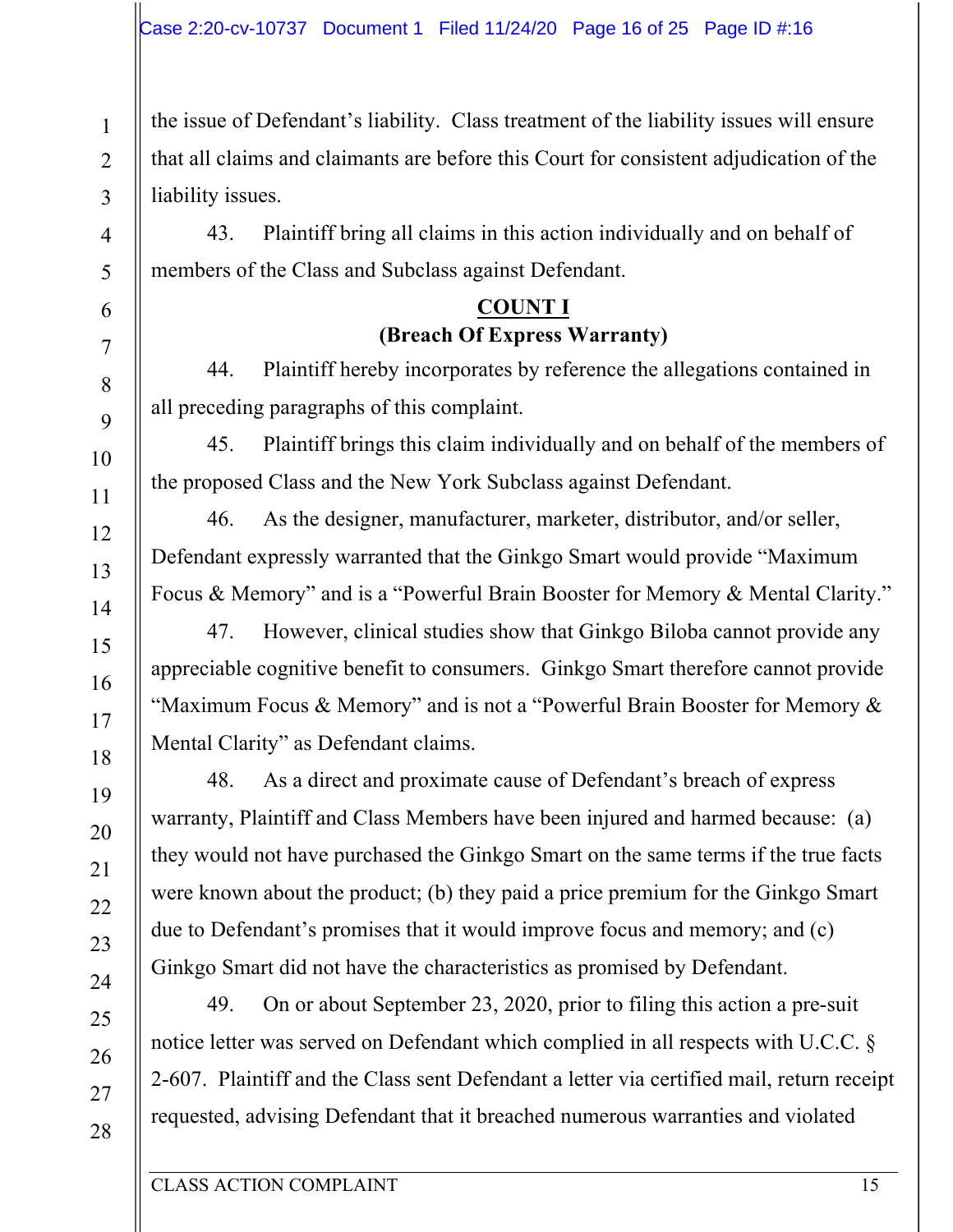the issue of Defendant's liability. Class treatment of the liability issues will ensure that all claims and claimants are before this Court for consistent adjudication of the liability issues.

43. Plaintiff bring all claims in this action individually and on behalf of members of the Class and Subclass against Defendant.

**COUNT I**

**(Breach Of Express Warranty)**

44. Plaintiff hereby incorporates by reference the allegations contained in all preceding paragraphs of this complaint.

45. Plaintiff brings this claim individually and on behalf of the members of the proposed Class and the New York Subclass against Defendant.

46. As the designer, manufacturer, marketer, distributor, and/or seller, Defendant expressly warranted that the Ginkgo Smart would provide "Maximum Focus & Memory" and is a "Powerful Brain Booster for Memory & Mental Clarity."

47. However, clinical studies show that Ginkgo Biloba cannot provide any appreciable cognitive benefit to consumers. Ginkgo Smart therefore cannot provide "Maximum Focus & Memory" and is not a "Powerful Brain Booster for Memory & Mental Clarity" as Defendant claims.

48. As a direct and proximate cause of Defendant's breach of express warranty, Plaintiff and Class Members have been injured and harmed because: (a) they would not have purchased the Ginkgo Smart on the same terms if the true facts were known about the product; (b) they paid a price premium for the Ginkgo Smart due to Defendant's promises that it would improve focus and memory; and (c) Ginkgo Smart did not have the characteristics as promised by Defendant.

49. On or about September 23, 2020, prior to filing this action a pre-suit notice letter was served on Defendant which complied in all respects with U.C.C. § 2-607. Plaintiff and the Class sent Defendant a letter via certified mail, return receipt requested, advising Defendant that it breached numerous warranties and violated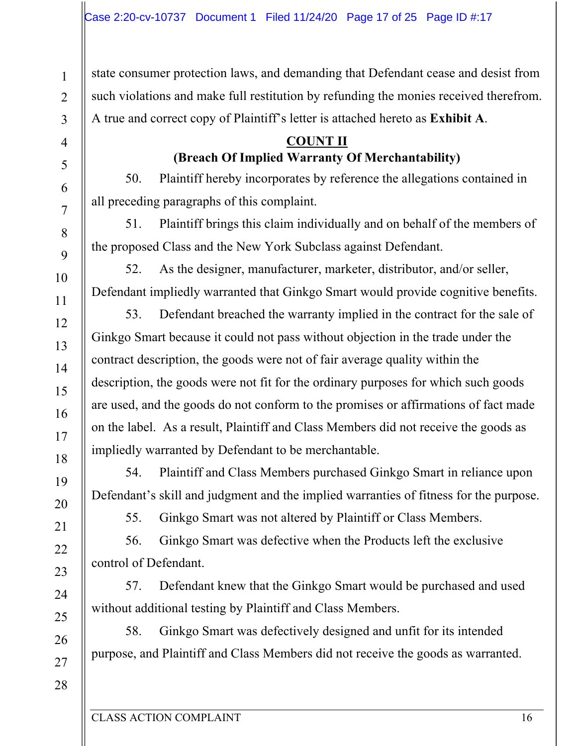state consumer protection laws, and demanding that Defendant cease and desist from such violations and make full restitution by refunding the monies received therefrom. A true and correct copy of Plaintiff's letter is attached hereto as **Exhibit A**.

**COUNT II**
**(Breach Of Implied Warranty Of Merchantability)**

50. Plaintiff hereby incorporates by reference the allegations contained in all preceding paragraphs of this complaint.

51. Plaintiff brings this claim individually and on behalf of the members of the proposed Class and the New York Subclass against Defendant.

52. As the designer, manufacturer, marketer, distributor, and/or seller, Defendant impliedly warranted that Ginkgo Smart would provide cognitive benefits.

53. Defendant breached the warranty implied in the contract for the sale of Ginkgo Smart because it could not pass without objection in the trade under the contract description, the goods were not of fair average quality within the description, the goods were not fit for the ordinary purposes for which such goods are used, and the goods do not conform to the promises or affirmations of fact made on the label. As a result, Plaintiff and Class Members did not receive the goods as impliedly warranted by Defendant to be merchantable.

54. Plaintiff and Class Members purchased Ginkgo Smart in reliance upon Defendant's skill and judgment and the implied warranties of fitness for the purpose.

55. Ginkgo Smart was not altered by Plaintiff or Class Members.

56. Ginkgo Smart was defective when the Products left the exclusive control of Defendant.

57. Defendant knew that the Ginkgo Smart would be purchased and used without additional testing by Plaintiff and Class Members.

58. Ginkgo Smart was defectively designed and unfit for its intended purpose, and Plaintiff and Class Members did not receive the goods as warranted.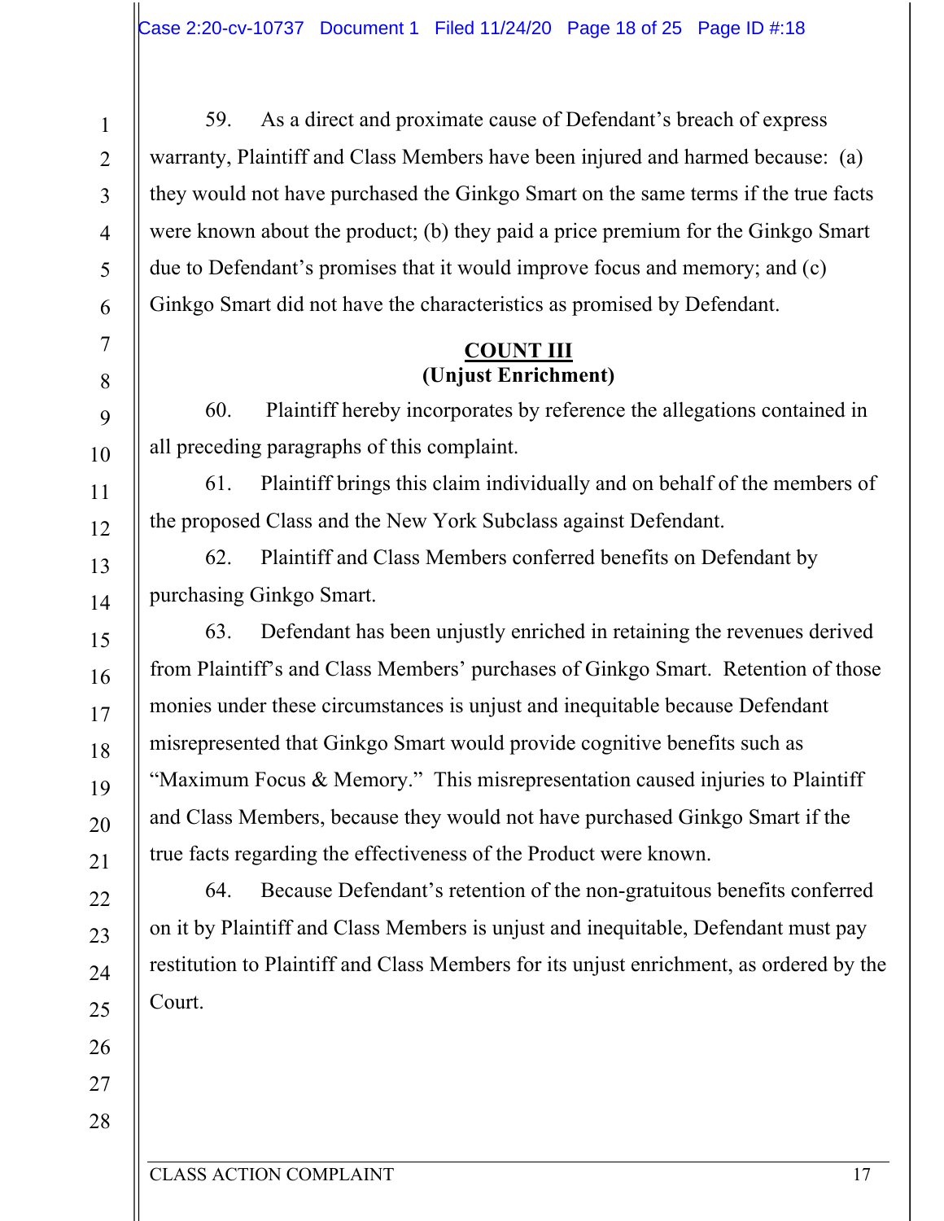59. As a direct and proximate cause of Defendant's breach of express warranty, Plaintiff and Class Members have been injured and harmed because: (a) they would not have purchased the Ginkgo Smart on the same terms if the true facts were known about the product; (b) they paid a price premium for the Ginkgo Smart due to Defendant's promises that it would improve focus and memory; and (c) Ginkgo Smart did not have the characteristics as promised by Defendant.

**COUNT III**
**(Unjust Enrichment)**

60. Plaintiff hereby incorporates by reference the allegations contained in all preceding paragraphs of this complaint.

61. Plaintiff brings this claim individually and on behalf of the members of the proposed Class and the New York Subclass against Defendant.

62. Plaintiff and Class Members conferred benefits on Defendant by purchasing Ginkgo Smart.

63. Defendant has been unjustly enriched in retaining the revenues derived from Plaintiff's and Class Members' purchases of Ginkgo Smart. Retention of those monies under these circumstances is unjust and inequitable because Defendant misrepresented that Ginkgo Smart would provide cognitive benefits such as "Maximum Focus & Memory." This misrepresentation caused injuries to Plaintiff and Class Members, because they would not have purchased Ginkgo Smart if the true facts regarding the effectiveness of the Product were known.

64. Because Defendant's retention of the non-gratuitous benefits conferred on it by Plaintiff and Class Members is unjust and inequitable, Defendant must pay restitution to Plaintiff and Class Members for its unjust enrichment, as ordered by the Court.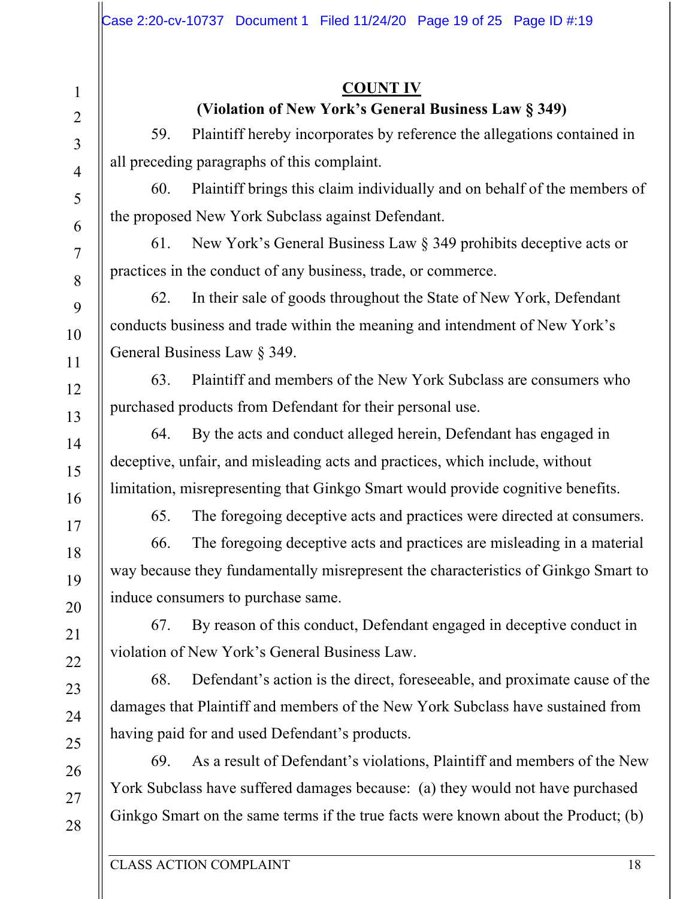## COUNT IV

### (Violation of New York's General Business Law § 349)

59. Plaintiff hereby incorporates by reference the allegations contained in all preceding paragraphs of this complaint.

60. Plaintiff brings this claim individually and on behalf of the members of the proposed New York Subclass against Defendant.

61. New York's General Business Law § 349 prohibits deceptive acts or practices in the conduct of any business, trade, or commerce.

62. In their sale of goods throughout the State of New York, Defendant conducts business and trade within the meaning and intendment of New York's General Business Law § 349.

63. Plaintiff and members of the New York Subclass are consumers who purchased products from Defendant for their personal use.

64. By the acts and conduct alleged herein, Defendant has engaged in deceptive, unfair, and misleading acts and practices, which include, without limitation, misrepresenting that Ginkgo Smart would provide cognitive benefits.

65. The foregoing deceptive acts and practices were directed at consumers.

66. The foregoing deceptive acts and practices are misleading in a material way because they fundamentally misrepresent the characteristics of Ginkgo Smart to induce consumers to purchase same.

67. By reason of this conduct, Defendant engaged in deceptive conduct in violation of New York's General Business Law.

68. Defendant's action is the direct, foreseeable, and proximate cause of the damages that Plaintiff and members of the New York Subclass have sustained from having paid for and used Defendant's products.

69. As a result of Defendant's violations, Plaintiff and members of the New York Subclass have suffered damages because: (a) they would not have purchased Ginkgo Smart on the same terms if the true facts were known about the Product; (b)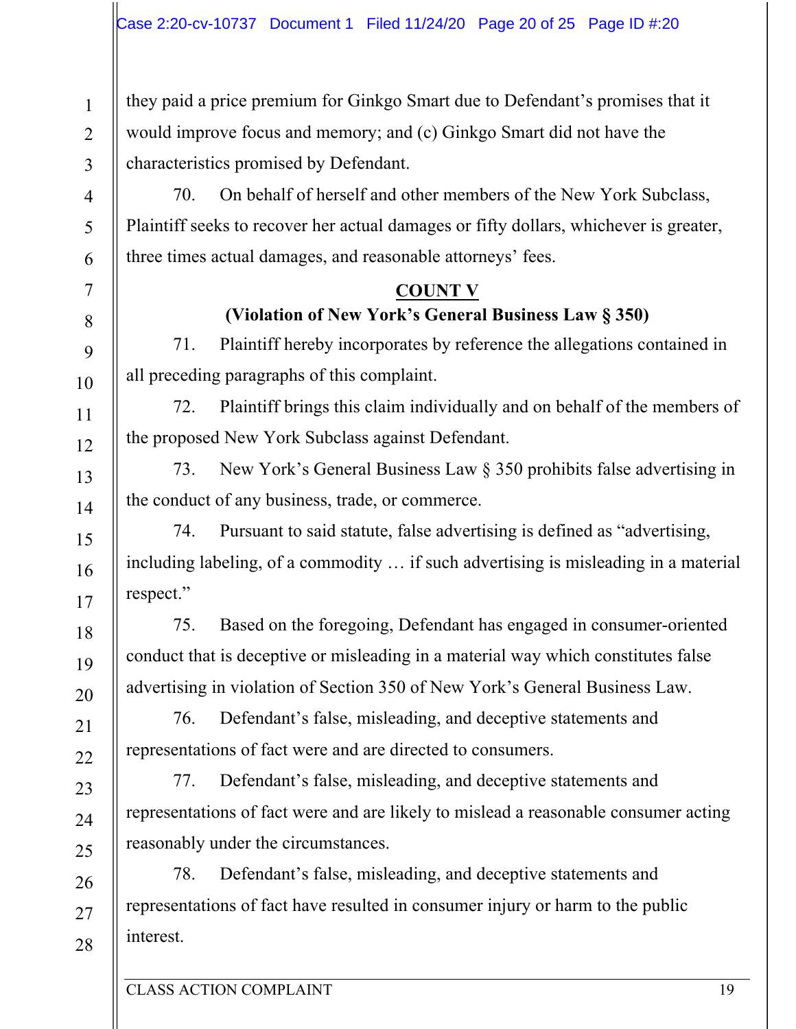they paid a price premium for Ginkgo Smart due to Defendant's promises that it would improve focus and memory; and (c) Ginkgo Smart did not have the characteristics promised by Defendant.

70. On behalf of herself and other members of the New York Subclass, Plaintiff seeks to recover her actual damages or fifty dollars, whichever is greater, three times actual damages, and reasonable attorneys' fees.

**COUNT V**

**(Violation of New York's General Business Law § 350)**

71. Plaintiff hereby incorporates by reference the allegations contained in all preceding paragraphs of this complaint.

72. Plaintiff brings this claim individually and on behalf of the members of the proposed New York Subclass against Defendant.

73. New York's General Business Law § 350 prohibits false advertising in the conduct of any business, trade, or commerce.

74. Pursuant to said statute, false advertising is defined as "advertising, including labeling, of a commodity … if such advertising is misleading in a material respect."

75. Based on the foregoing, Defendant has engaged in consumer-oriented conduct that is deceptive or misleading in a material way which constitutes false advertising in violation of Section 350 of New York's General Business Law.

76. Defendant's false, misleading, and deceptive statements and representations of fact were and are directed to consumers.

77. Defendant's false, misleading, and deceptive statements and representations of fact were and are likely to mislead a reasonable consumer acting reasonably under the circumstances.

78. Defendant's false, misleading, and deceptive statements and representations of fact have resulted in consumer injury or harm to the public interest.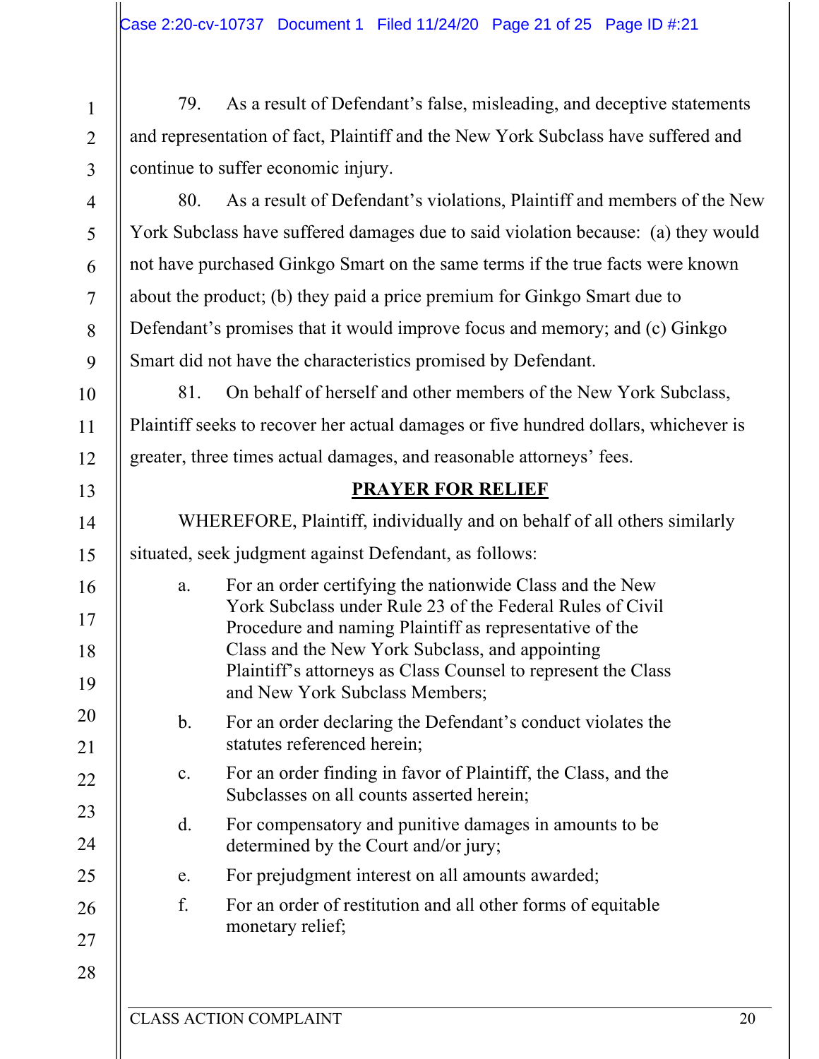79. As a result of Defendant's false, misleading, and deceptive statements and representation of fact, Plaintiff and the New York Subclass have suffered and continue to suffer economic injury.

80. As a result of Defendant's violations, Plaintiff and members of the New York Subclass have suffered damages due to said violation because: (a) they would not have purchased Ginkgo Smart on the same terms if the true facts were known about the product; (b) they paid a price premium for Ginkgo Smart due to Defendant's promises that it would improve focus and memory; and (c) Ginkgo Smart did not have the characteristics promised by Defendant.

81. On behalf of herself and other members of the New York Subclass, Plaintiff seeks to recover her actual damages or five hundred dollars, whichever is greater, three times actual damages, and reasonable attorneys' fees.

## PRAYER FOR RELIEF

WHEREFORE, Plaintiff, individually and on behalf of all others similarly situated, seek judgment against Defendant, as follows:

a. For an order certifying the nationwide Class and the New York Subclass under Rule 23 of the Federal Rules of Civil Procedure and naming Plaintiff as representative of the Class and the New York Subclass, and appointing Plaintiff's attorneys as Class Counsel to represent the Class and New York Subclass Members;

b. For an order declaring the Defendant's conduct violates the statutes referenced herein;

c. For an order finding in favor of Plaintiff, the Class, and the Subclasses on all counts asserted herein;

d. For compensatory and punitive damages in amounts to be determined by the Court and/or jury;

e. For prejudgment interest on all amounts awarded;

f. For an order of restitution and all other forms of equitable monetary relief;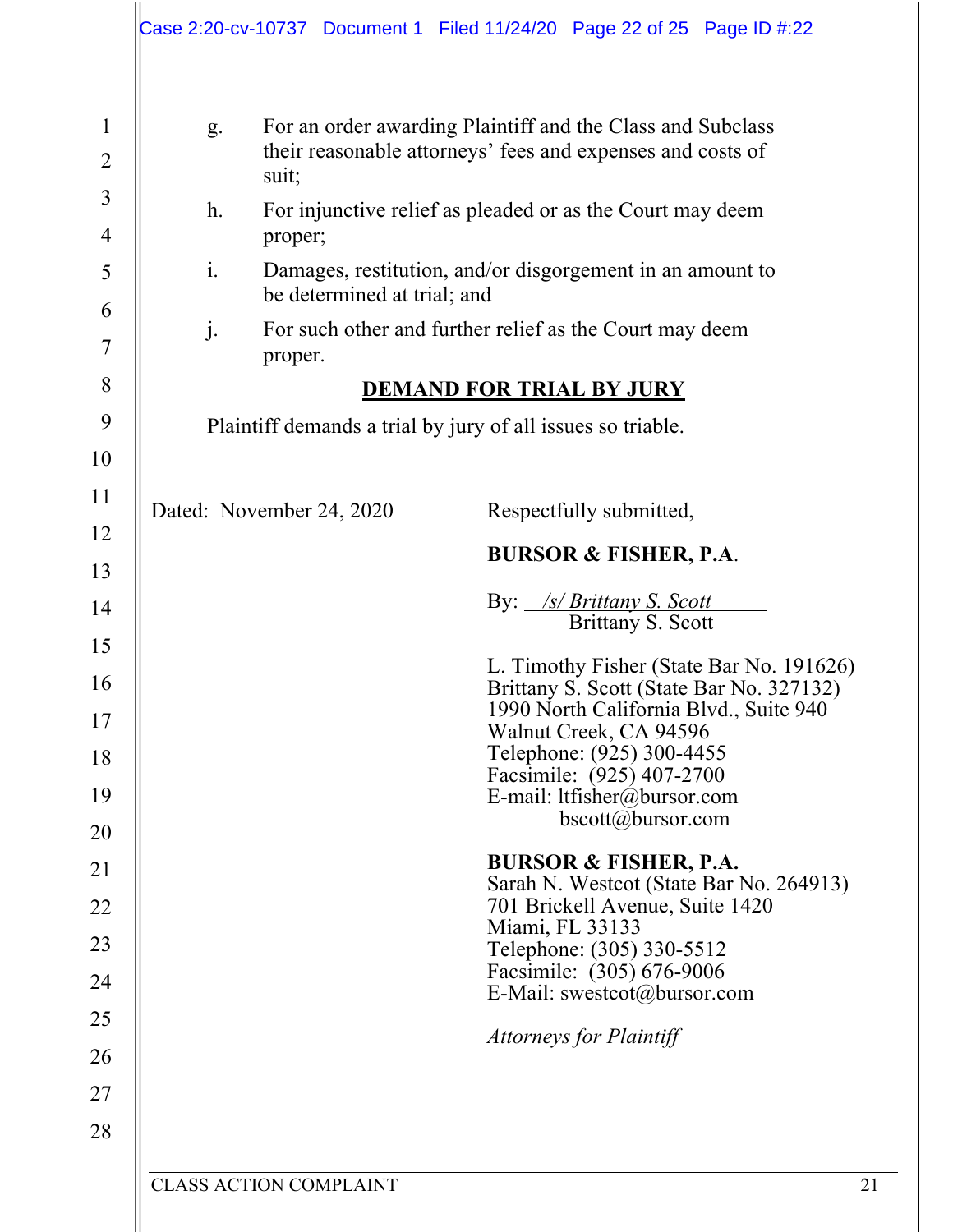g. For an order awarding Plaintiff and the Class and Subclass their reasonable attorneys' fees and expenses and costs of suit;

h. For injunctive relief as pleaded or as the Court may deem proper;

i. Damages, restitution, and/or disgorgement in an amount to be determined at trial; and

j. For such other and further relief as the Court may deem proper.

## DEMAND FOR TRIAL BY JURY

Plaintiff demands a trial by jury of all issues so triable.

Dated: November 24, 2020

Respectfully submitted,

**BURSOR & FISHER, P.A**.

By: */s/ Brittany S. Scott*
Brittany S. Scott

L. Timothy Fisher (State Bar No. 191626)
Brittany S. Scott (State Bar No. 327132)
1990 North California Blvd., Suite 940
Walnut Creek, CA 94596
Telephone: (925) 300-4455
Facsimile: (925) 407-2700
E-mail: ltfisher@bursor.com
bscott@bursor.com

**BURSOR & FISHER, P.A.**
Sarah N. Westcot (State Bar No. 264913)
701 Brickell Avenue, Suite 1420
Miami, FL 33133
Telephone: (305) 330-5512
Facsimile: (305) 676-9006
E-Mail: swestcot@bursor.com

*Attorneys for Plaintiff*